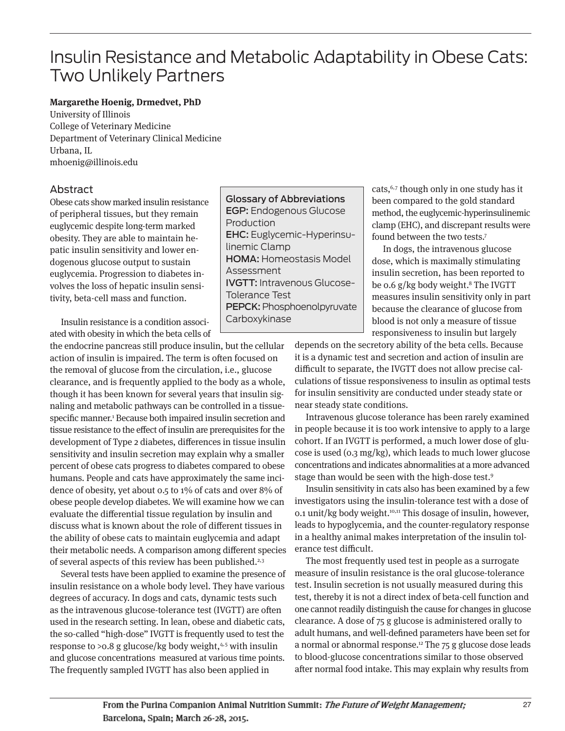// 1. Title
# Insulin Resistance and Metabolic Adaptability in Obese Cats: Two Unlikely Partners

// 2. Author block
**Margarethe Hoenig, Drmedvet, PhD**
University of Illinois
College of Veterinary Medicine
Department of Veterinary Clinical Medicine
Urbana, IL
mhoenig@illinois.edu

// 3. Abstract
## Abstract

Obese cats show marked insulin resistance of peripheral tissues, but they remain euglycemic despite long-term marked obesity. They are able to maintain hepatic insulin sensitivity and lower endogenous glucose output to sustain euglycemia. Progression to diabetes involves the loss of hepatic insulin sensitivity, beta-cell mass and function.

// 4. Sidebar box: Glossary of Abbreviations
**Glossary of Abbreviations**
**EGP:** Endogenous Glucose Production
**EHC:** Euglycemic-Hyperinsulinemic Clamp
**HOMA:** Homeostasis Model Assessment
**IVGTT:** Intravenous Glucose-Tolerance Test
**PEPCK:** Phosphoenolpyruvate Carboxykinase

// 5. Body text (left column, then right column)
Insulin resistance is a condition associated with obesity in which the beta cells of the endocrine pancreas still produce insulin, but the cellular action of insulin is impaired. The term is often focused on the removal of glucose from the circulation, i.e., glucose clearance, and is frequently applied to the body as a whole, though it has been known for several years that insulin signaling and metabolic pathways can be controlled in a tissue-specific manner.[1] Because both impaired insulin secretion and tissue resistance to the effect of insulin are prerequisites for the development of Type 2 diabetes, differences in tissue insulin sensitivity and insulin secretion may explain why a smaller percent of obese cats progress to diabetes compared to obese humans. People and cats have approximately the same incidence of obesity, yet about 0.5 to 1% of cats and over 8% of obese people develop diabetes. We will examine how we can evaluate the differential tissue regulation by insulin and discuss what is known about the role of different tissues in the ability of obese cats to maintain euglycemia and adapt their metabolic needs. A comparison among different species of several aspects of this review has been published.[2,3]

Several tests have been applied to examine the presence of insulin resistance on a whole body level. They have various degrees of accuracy. In dogs and cats, dynamic tests such as the intravenous glucose-tolerance test (IVGTT) are often used in the research setting. In lean, obese and diabetic cats, the so-called "high-dose" IVGTT is frequently used to test the response to >0.8 g glucose/kg body weight,[4,5] with insulin and glucose concentrations measured at various time points. The frequently sampled IVGTT has also been applied in cats,[6,7] though only in one study has it been compared to the gold standard method, the euglycemic-hyperinsulinemic clamp (EHC), and discrepant results were found between the two tests.[7]

In dogs, the intravenous glucose dose, which is maximally stimulating insulin secretion, has been reported to be 0.6 g/kg body weight.[8] The IVGTT measures insulin sensitivity only in part because the clearance of glucose from blood is not only a measure of tissue responsiveness to insulin but largely depends on the secretory ability of the beta cells. Because it is a dynamic test and secretion and action of insulin are difficult to separate, the IVGTT does not allow precise calculations of tissue responsiveness to insulin as optimal tests for insulin sensitivity are conducted under steady state or near steady state conditions.

Intravenous glucose tolerance has been rarely examined in people because it is too work intensive to apply to a large cohort. If an IVGTT is performed, a much lower dose of glucose is used (0.3 mg/kg), which leads to much lower glucose concentrations and indicates abnormalities at a more advanced stage than would be seen with the high-dose test.[9]

Insulin sensitivity in cats also has been examined by a few investigators using the insulin-tolerance test with a dose of 0.1 unit/kg body weight.[10,11] This dosage of insulin, however, leads to hypoglycemia, and the counter-regulatory response in a healthy animal makes interpretation of the insulin tolerance test difficult.

The most frequently used test in people as a surrogate measure of insulin resistance is the oral glucose-tolerance test. Insulin secretion is not usually measured during this test, thereby it is not a direct index of beta-cell function and one cannot readily distinguish the cause for changes in glucose clearance. A dose of 75 g glucose is administered orally to adult humans, and well-defined parameters have been set for a normal or abnormal response.[12] The 75 g glucose dose leads to blood-glucose concentrations similar to those observed after normal food intake. This may explain why results from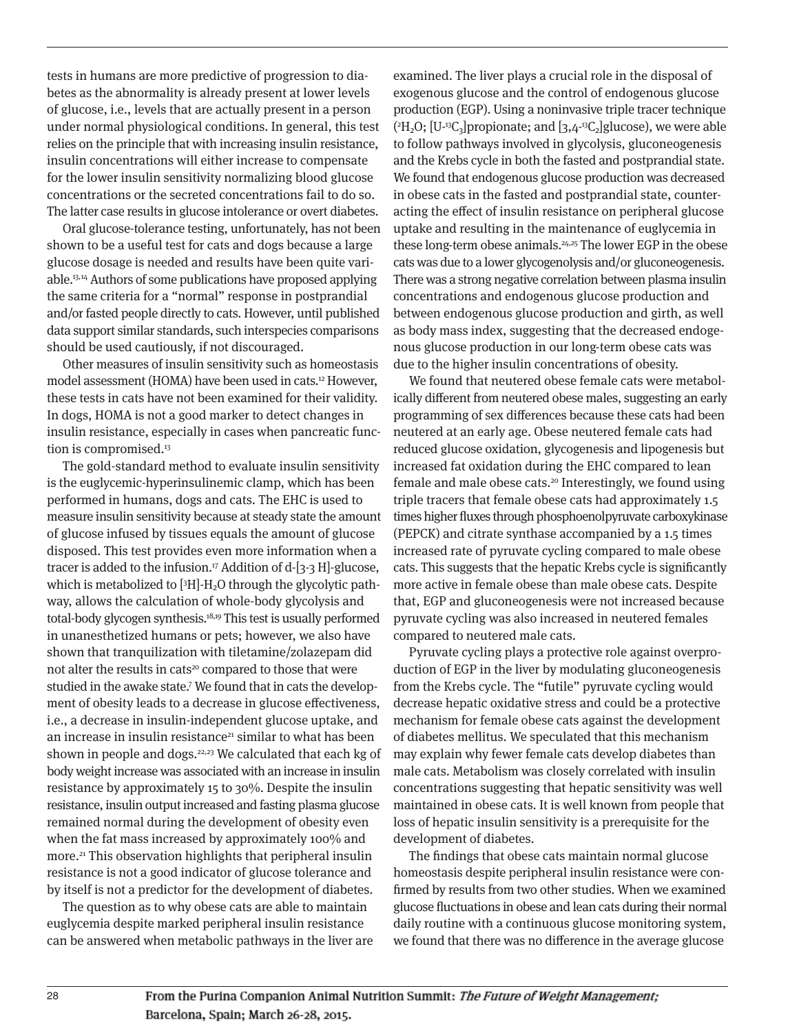tests in humans are more predictive of progression to diabetes as the abnormality is already present at lower levels of glucose, i.e., levels that are actually present in a person under normal physiological conditions. In general, this test relies on the principle that with increasing insulin resistance, insulin concentrations will either increase to compensate for the lower insulin sensitivity normalizing blood glucose concentrations or the secreted concentrations fail to do so. The latter case results in glucose intolerance or overt diabetes.

Oral glucose-tolerance testing, unfortunately, has not been shown to be a useful test for cats and dogs because a large glucose dosage is needed and results have been quite variable.[13,14] Authors of some publications have proposed applying the same criteria for a "normal" response in postprandial and/or fasted people directly to cats. However, until published data support similar standards, such interspecies comparisons should be used cautiously, if not discouraged.

Other measures of insulin sensitivity such as homeostasis model assessment (HOMA) have been used in cats.[12] However, these tests in cats have not been examined for their validity. In dogs, HOMA is not a good marker to detect changes in insulin resistance, especially in cases when pancreatic function is compromised.[13]

The gold-standard method to evaluate insulin sensitivity is the euglycemic-hyperinsulinemic clamp, which has been performed in humans, dogs and cats. The EHC is used to measure insulin sensitivity because at steady state the amount of glucose infused by tissues equals the amount of glucose disposed. This test provides even more information when a tracer is added to the infusion.[17] Addition of d-[3-3 H]-glucose, which is metabolized to $[^3H]$-$H_2O$ through the glycolytic pathway, allows the calculation of whole-body glycolysis and total-body glycogen synthesis.[18,19] This test is usually performed in unanesthetized humans or pets; however, we also have shown that tranquilization with tiletamine/zolazepam did not alter the results in cats[20] compared to those that were studied in the awake state.[7] We found that in cats the development of obesity leads to a decrease in glucose effectiveness, i.e., a decrease in insulin-independent glucose uptake, and an increase in insulin resistance[21] similar to what has been shown in people and dogs.[22,23] We calculated that each kg of body weight increase was associated with an increase in insulin resistance by approximately 15 to 30%. Despite the insulin resistance, insulin output increased and fasting plasma glucose remained normal during the development of obesity even when the fat mass increased by approximately 100% and more.[21] This observation highlights that peripheral insulin resistance is not a good indicator of glucose tolerance and by itself is not a predictor for the development of diabetes.

The question as to why obese cats are able to maintain euglycemia despite marked peripheral insulin resistance can be answered when metabolic pathways in the liver are examined. The liver plays a crucial role in the disposal of exogenous glucose and the control of endogenous glucose production (EGP). Using a noninvasive triple tracer technique ($^2H_2O$; [U-$^{13}C_3$]propionate; and [3,4-$^{13}C_2$]glucose), we were able to follow pathways involved in glycolysis, gluconeogenesis and the Krebs cycle in both the fasted and postprandial state. We found that endogenous glucose production was decreased in obese cats in the fasted and postprandial state, counteracting the effect of insulin resistance on peripheral glucose uptake and resulting in the maintenance of euglycemia in these long-term obese animals.[24,25] The lower EGP in the obese cats was due to a lower glycogenolysis and/or gluconeogenesis. There was a strong negative correlation between plasma insulin concentrations and endogenous glucose production and between endogenous glucose production and girth, as well as body mass index, suggesting that the decreased endogenous glucose production in our long-term obese cats was due to the higher insulin concentrations of obesity.

We found that neutered obese female cats were metabolically different from neutered obese males, suggesting an early programming of sex differences because these cats had been neutered at an early age. Obese neutered female cats had reduced glucose oxidation, glycogenesis and lipogenesis but increased fat oxidation during the EHC compared to lean female and male obese cats.[20] Interestingly, we found using triple tracers that female obese cats had approximately 1.5 times higher fluxes through phosphoenolpyruvate carboxykinase (PEPCK) and citrate synthase accompanied by a 1.5 times increased rate of pyruvate cycling compared to male obese cats. This suggests that the hepatic Krebs cycle is significantly more active in female obese than male obese cats. Despite that, EGP and gluconeogenesis were not increased because pyruvate cycling was also increased in neutered females compared to neutered male cats.

Pyruvate cycling plays a protective role against overproduction of EGP in the liver by modulating gluconeogenesis from the Krebs cycle. The "futile" pyruvate cycling would decrease hepatic oxidative stress and could be a protective mechanism for female obese cats against the development of diabetes mellitus. We speculated that this mechanism may explain why fewer female cats develop diabetes than male cats. Metabolism was closely correlated with insulin concentrations suggesting that hepatic sensitivity was well maintained in obese cats. It is well known from people that loss of hepatic insulin sensitivity is a prerequisite for the development of diabetes.

The findings that obese cats maintain normal glucose homeostasis despite peripheral insulin resistance were confirmed by results from two other studies. When we examined glucose fluctuations in obese and lean cats during their normal daily routine with a continuous glucose monitoring system, we found that there was no difference in the average glucose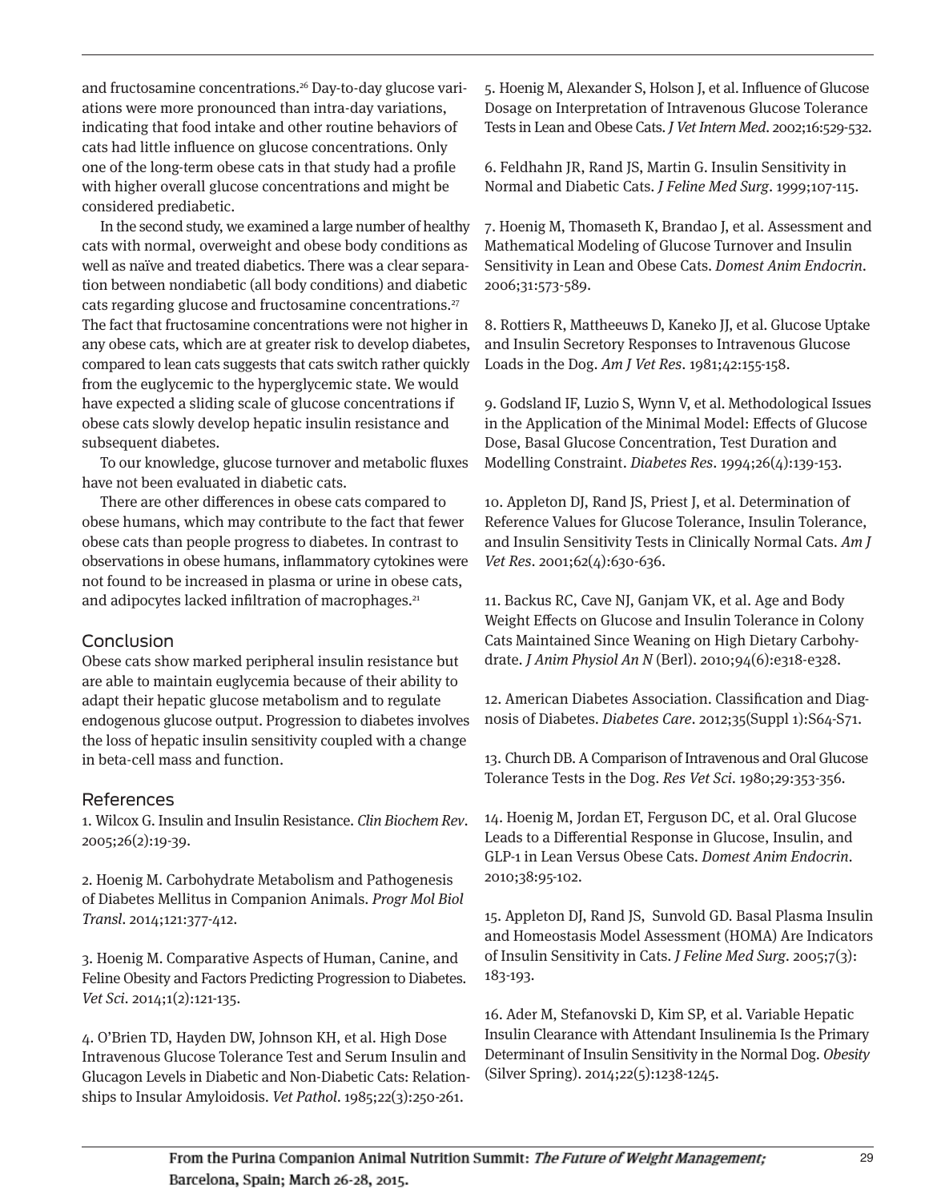and fructosamine concentrations.[26] Day-to-day glucose variations were more pronounced than intra-day variations, indicating that food intake and other routine behaviors of cats had little influence on glucose concentrations. Only one of the long-term obese cats in that study had a profile with higher overall glucose concentrations and might be considered prediabetic.

In the second study, we examined a large number of healthy cats with normal, overweight and obese body conditions as well as naïve and treated diabetics. There was a clear separation between nondiabetic (all body conditions) and diabetic cats regarding glucose and fructosamine concentrations.[27] The fact that fructosamine concentrations were not higher in any obese cats, which are at greater risk to develop diabetes, compared to lean cats suggests that cats switch rather quickly from the euglycemic to the hyperglycemic state. We would have expected a sliding scale of glucose concentrations if obese cats slowly develop hepatic insulin resistance and subsequent diabetes.

To our knowledge, glucose turnover and metabolic fluxes have not been evaluated in diabetic cats.

There are other differences in obese cats compared to obese humans, which may contribute to the fact that fewer obese cats than people progress to diabetes. In contrast to observations in obese humans, inflammatory cytokines were not found to be increased in plasma or urine in obese cats, and adipocytes lacked infiltration of macrophages.[21]

## Conclusion

Obese cats show marked peripheral insulin resistance but are able to maintain euglycemia because of their ability to adapt their hepatic glucose metabolism and to regulate endogenous glucose output. Progression to diabetes involves the loss of hepatic insulin sensitivity coupled with a change in beta-cell mass and function.

## References

1. Wilcox G. Insulin and Insulin Resistance. *Clin Biochem Rev*. 2005;26(2):19-39.

2. Hoenig M. Carbohydrate Metabolism and Pathogenesis of Diabetes Mellitus in Companion Animals. *Progr Mol Biol Transl*. 2014;121:377-412.

3. Hoenig M. Comparative Aspects of Human, Canine, and Feline Obesity and Factors Predicting Progression to Diabetes. *Vet Sci*. 2014;1(2):121-135.

4. O'Brien TD, Hayden DW, Johnson KH, et al. High Dose Intravenous Glucose Tolerance Test and Serum Insulin and Glucagon Levels in Diabetic and Non-Diabetic Cats: Relationships to Insular Amyloidosis. *Vet Pathol*. 1985;22(3):250-261.

5. Hoenig M, Alexander S, Holson J, et al. Influence of Glucose Dosage on Interpretation of Intravenous Glucose Tolerance Tests in Lean and Obese Cats. *J Vet Intern Med*. 2002;16:529-532.

6. Feldhahn JR, Rand JS, Martin G. Insulin Sensitivity in Normal and Diabetic Cats. *J Feline Med Surg*. 1999;107-115.

7. Hoenig M, Thomaseth K, Brandao J, et al. Assessment and Mathematical Modeling of Glucose Turnover and Insulin Sensitivity in Lean and Obese Cats. *Domest Anim Endocrin*. 2006;31:573-589.

8. Rottiers R, Mattheeuws D, Kaneko JJ, et al. Glucose Uptake and Insulin Secretory Responses to Intravenous Glucose Loads in the Dog. *Am J Vet Res*. 1981;42:155-158.

9. Godsland IF, Luzio S, Wynn V, et al. Methodological Issues in the Application of the Minimal Model: Effects of Glucose Dose, Basal Glucose Concentration, Test Duration and Modelling Constraint. *Diabetes Res*. 1994;26(4):139-153.

10. Appleton DJ, Rand JS, Priest J, et al. Determination of Reference Values for Glucose Tolerance, Insulin Tolerance, and Insulin Sensitivity Tests in Clinically Normal Cats. *Am J Vet Res*. 2001;62(4):630-636.

11. Backus RC, Cave NJ, Ganjam VK, et al. Age and Body Weight Effects on Glucose and Insulin Tolerance in Colony Cats Maintained Since Weaning on High Dietary Carbohydrate. *J Anim Physiol An N* (Berl). 2010;94(6):e318-e328.

12. American Diabetes Association. Classification and Diagnosis of Diabetes. *Diabetes Care*. 2012;35(Suppl 1):S64-S71.

13. Church DB. A Comparison of Intravenous and Oral Glucose Tolerance Tests in the Dog. *Res Vet Sci*. 1980;29:353-356.

14. Hoenig M, Jordan ET, Ferguson DC, et al. Oral Glucose Leads to a Differential Response in Glucose, Insulin, and GLP-1 in Lean Versus Obese Cats. *Domest Anim Endocrin*. 2010;38:95-102.

15. Appleton DJ, Rand JS, Sunvold GD. Basal Plasma Insulin and Homeostasis Model Assessment (HOMA) Are Indicators of Insulin Sensitivity in Cats. *J Feline Med Surg*. 2005;7(3): 183-193.

16. Ader M, Stefanovski D, Kim SP, et al. Variable Hepatic Insulin Clearance with Attendant Insulinemia Is the Primary Determinant of Insulin Sensitivity in the Normal Dog. *Obesity* (Silver Spring). 2014;22(5):1238-1245.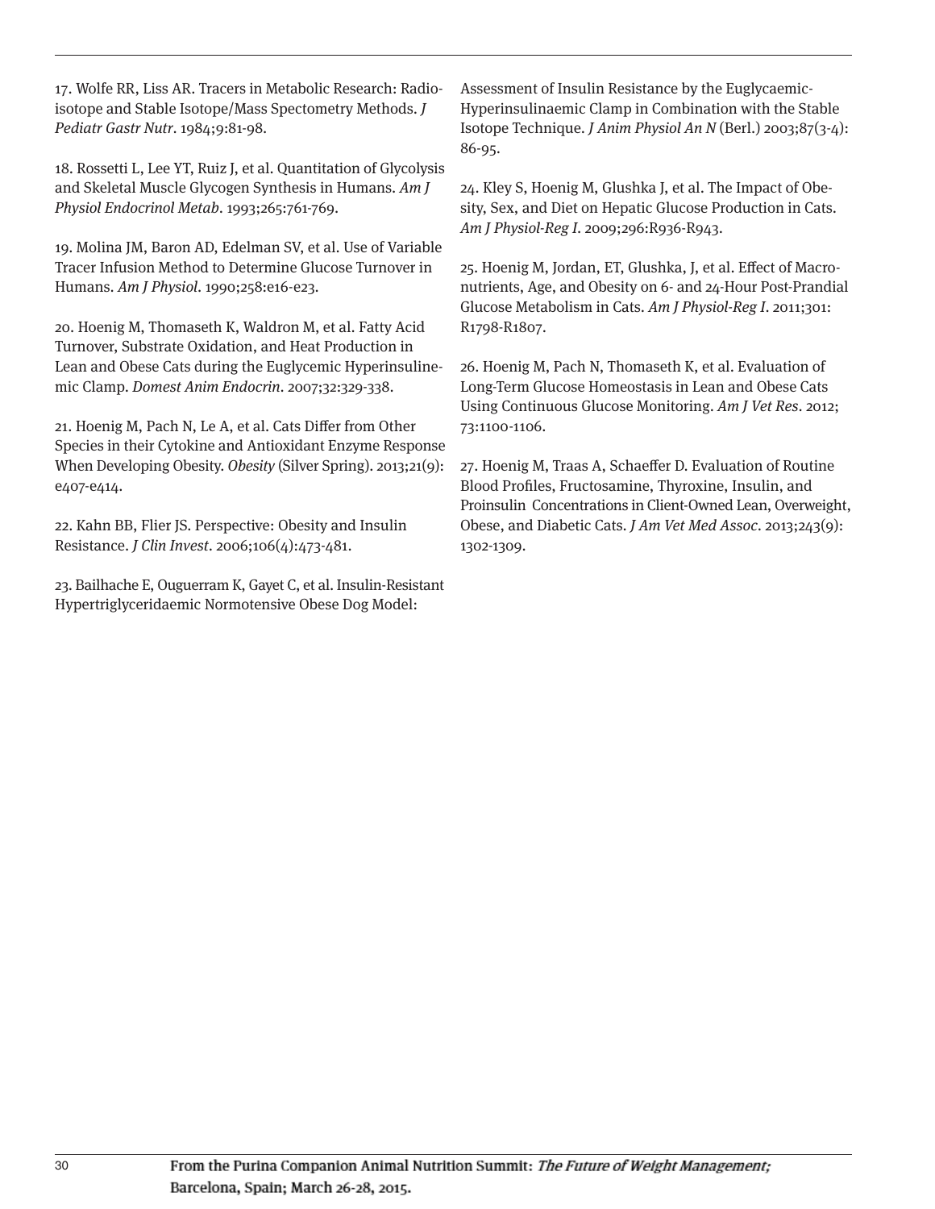17. Wolfe RR, Liss AR. Tracers in Metabolic Research: Radioisotope and Stable Isotope/Mass Spectometry Methods. *J Pediatr Gastr Nutr*. 1984;9:81-98.

18. Rossetti L, Lee YT, Ruiz J, et al. Quantitation of Glycolysis and Skeletal Muscle Glycogen Synthesis in Humans. *Am J Physiol Endocrinol Metab*. 1993;265:761-769.

19. Molina JM, Baron AD, Edelman SV, et al. Use of Variable Tracer Infusion Method to Determine Glucose Turnover in Humans. *Am J Physiol*. 1990;258:e16-e23.

20. Hoenig M, Thomaseth K, Waldron M, et al. Fatty Acid Turnover, Substrate Oxidation, and Heat Production in Lean and Obese Cats during the Euglycemic Hyperinsulinemic Clamp. *Domest Anim Endocrin*. 2007;32:329-338.

21. Hoenig M, Pach N, Le A, et al. Cats Differ from Other Species in their Cytokine and Antioxidant Enzyme Response When Developing Obesity. *Obesity* (Silver Spring). 2013;21(9): e407-e414.

22. Kahn BB, Flier JS. Perspective: Obesity and Insulin Resistance. *J Clin Invest*. 2006;106(4):473-481.

23. Bailhache E, Ouguerram K, Gayet C, et al. Insulin-Resistant Hypertriglyceridaemic Normotensive Obese Dog Model: Assessment of Insulin Resistance by the Euglycaemic-Hyperinsulinaemic Clamp in Combination with the Stable Isotope Technique. *J Anim Physiol An N* (Berl.) 2003;87(3-4): 86-95.

24. Kley S, Hoenig M, Glushka J, et al. The Impact of Obesity, Sex, and Diet on Hepatic Glucose Production in Cats. *Am J Physiol-Reg I*. 2009;296:R936-R943.

25. Hoenig M, Jordan, ET, Glushka, J, et al. Effect of Macronutrients, Age, and Obesity on 6- and 24-Hour Post-Prandial Glucose Metabolism in Cats. *Am J Physiol-Reg I*. 2011;301: R1798-R1807.

26. Hoenig M, Pach N, Thomaseth K, et al. Evaluation of Long-Term Glucose Homeostasis in Lean and Obese Cats Using Continuous Glucose Monitoring. *Am J Vet Res*. 2012; 73:1100-1106.

27. Hoenig M, Traas A, Schaeffer D. Evaluation of Routine Blood Profiles, Fructosamine, Thyroxine, Insulin, and Proinsulin Concentrations in Client-Owned Lean, Overweight, Obese, and Diabetic Cats. *J Am Vet Med Assoc*. 2013;243(9): 1302-1309.